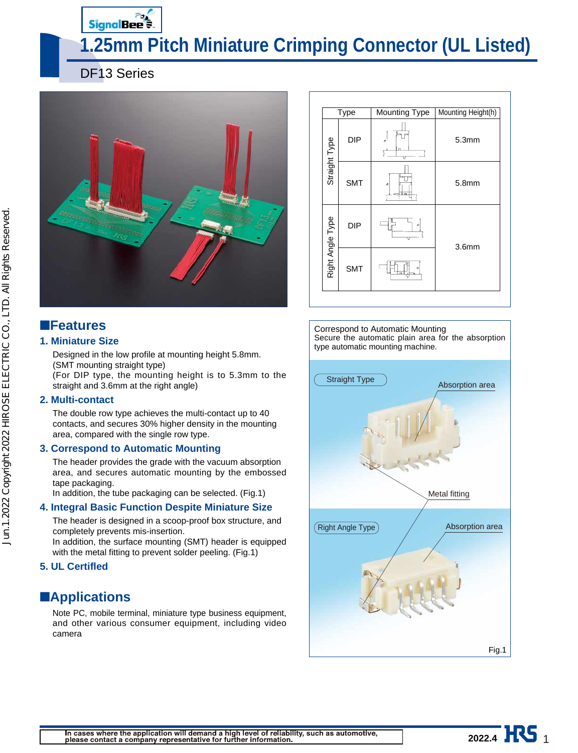# 1.25mm Pitch Miniature Crimping Connector (UL Listed)

DF13 Series

| Type | | Mounting Type | Mounting Height(h) |
|---|---|---|---|
| Straight Type | DIP | | 5.3mm |
| | SMT | | 5.8mm |
| Right Angle Type | DIP | | 3.6mm |
| | SMT | | |

## ■Features

### 1. Miniature Size

Designed in the low profile at mounting height 5.8mm.
(SMT mounting straight type)
(For DIP type, the mounting height is to 5.3mm to the straight and 3.6mm at the right angle)

### 2. Multi-contact

The double row type achieves the multi-contact up to 40 contacts, and secures 30% higher density in the mounting area, compared with the single row type.

### 3. Correspond to Automatic Mounting

The header provides the grade with the vacuum absorption area, and secures automatic mounting by the embossed tape packaging.
In addition, the tube packaging can be selected. (Fig.1)

### 4. Integral Basic Function Despite Miniature Size

The header is designed in a scoop-proof box structure, and completely prevents mis-insertion.
In addition, the surface mounting (SMT) header is equipped with the metal fitting to prevent solder peeling. (Fig.1)

### 5. UL Certified

## ■Applications

Note PC, mobile terminal, miniature type business equipment, and other various consumer equipment, including video camera

Correspond to Automatic Mounting
Secure the automatic plain area for the absorption type automatic mounting machine.

Straight Type — Absorption area — Metal fitting

Right Angle Type — Absorption area

Fig.1

In cases where the application will demand a high level of reliability, such as automotive, please contact a company representative for further information.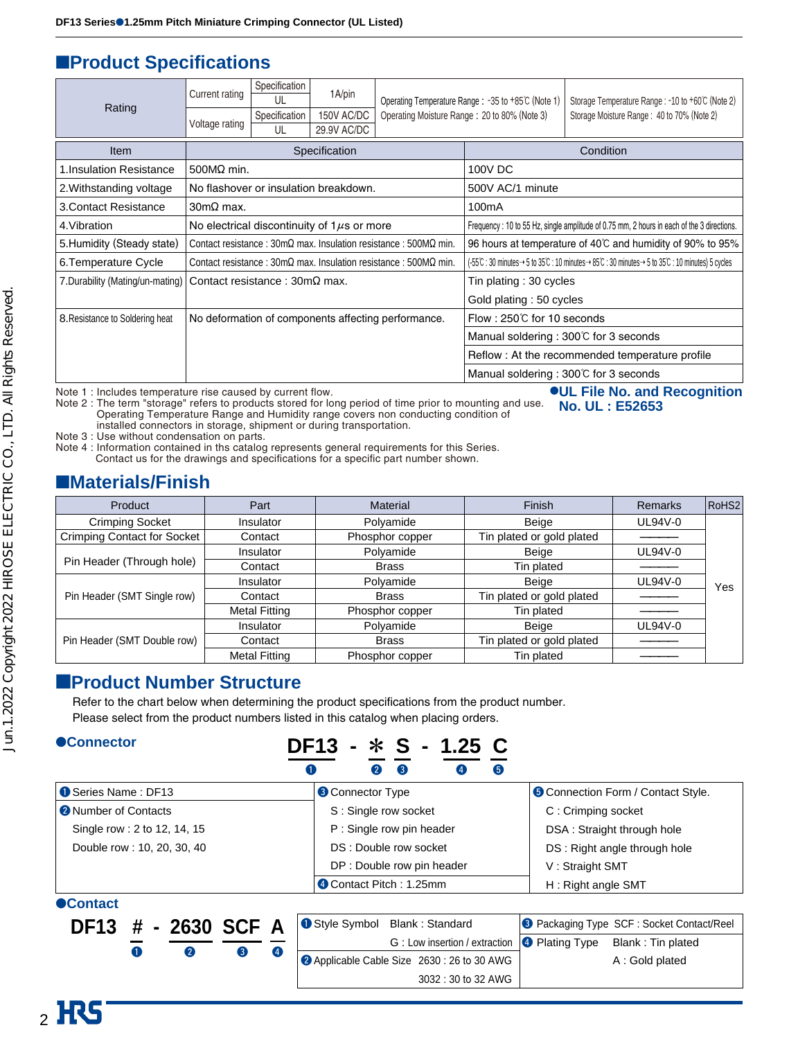## ■Product Specifications

| Rating | | | | | |
|---|---|---|---|---|---|
| Rating | Current rating | Specification | 1A/pin | Operating Temperature Range : -35 to +85℃ (Note 1) Operating Moisture Range : 20 to 80% (Note 3) | Storage Temperature Range : -10 to +60℃ (Note 2) Storage Moisture Range : 40 to 70% (Note 2) |
| | | UL | | | |
| | Voltage rating | Specification | 150V AC/DC | | |
| | | UL | 29.9V AC/DC | | |

| Item | Specification | Condition |
|---|---|---|
| 1.Insulation Resistance | 500MΩ min. | 100V DC |
| 2.Withstanding voltage | No flashover or insulation breakdown. | 500V AC/1 minute |
| 3.Contact Resistance | 30mΩ max. | 100mA |
| 4.Vibration | No electrical discontinuity of 1$\mu$s or more | Frequency : 10 to 55 Hz, single amplitude of 0.75 mm, 2 hours in each of the 3 directions. |
| 5.Humidity (Steady state) | Contact resistance : 30mΩ max. Insulation resistance : 500MΩ min. | 96 hours at temperature of 40℃ and humidity of 90% to 95% |
| 6.Temperature Cycle | Contact resistance : 30mΩ max. Insulation resistance : 500MΩ min. | (-55℃ : 30 minutes→5 to 35℃ : 10 minutes→85℃ : 30 minutes→5 to 35℃ : 10 minutes) 5 cycles |
| 7.Durability (Mating/un-mating) | Contact resistance : 30mΩ max. | Tin plating : 30 cycles<br>Gold plating : 50 cycles |
| 8.Resistance to Soldering heat | No deformation of components affecting performance. | Flow : 250℃ for 10 seconds<br>Manual soldering : 300℃ for 3 seconds<br>Reflow : At the recommended temperature profile<br>Manual soldering : 300℃ for 3 seconds |

Note 1 : Includes temperature rise caused by current flow.
Note 2 : The term "storage" refers to products stored for long period of time prior to mounting and use. Operating Temperature Range and Humidity range covers non conducting condition of installed connectors in storage, shipment or during transportation.
Note 3 : Use without condensation on parts.
Note 4 : Information contained in ths catalog represents general requirements for this Series. Contact us for the drawings and specifications for a specific part number shown.

**●UL File No. and Recognition**
**No. UL : E52653**

## ■Materials/Finish

| Product | Part | Material | Finish | Remarks | RoHS2 |
|---|---|---|---|---|---|
| Crimping Socket | Insulator | Polyamide | Beige | UL94V-0 | Yes |
| Crimping Contact for Socket | Contact | Phosphor copper | Tin plated or gold plated | ――― | |
| Pin Header (Through hole) | Insulator | Polyamide | Beige | UL94V-0 | |
| | Contact | Brass | Tin plated | ――― | |
| Pin Header (SMT Single row) | Insulator | Polyamide | Beige | UL94V-0 | |
| | Contact | Brass | Tin plated or gold plated | ――― | |
| | Metal Fitting | Phosphor copper | Tin plated | ――― | |
| Pin Header (SMT Double row) | Insulator | Polyamide | Beige | UL94V-0 | |
| | Contact | Brass | Tin plated or gold plated | ――― | |
| | Metal Fitting | Phosphor copper | Tin plated | ――― | |

## ■Product Number Structure

Refer to the chart below when determining the product specifications from the product number.
Please select from the product numbers listed in this catalog when placing orders.

### ●Connector

**DF13 - * S - 1.25 C**
(❶ DF13, ❷ *, ❸ S, ❹ 1.25, ❺ C)

| ❶ Series Name : DF13 | ❸ Connector Type | ❺ Connection Form / Contact Style. |
|---|---|---|
| ❷ Number of Contacts | S : Single row socket | C : Crimping socket |
| Single row : 2 to 12, 14, 15 | P : Single row pin header | DSA : Straight through hole |
| Double row : 10, 20, 30, 40 | DS : Double row socket | DS : Right angle through hole |
| | DP : Double row pin header | V : Straight SMT |
| | ❹ Contact Pitch : 1.25mm | H : Right angle SMT |

### ●Contact

**DF13 # - 2630 SCF A**
(❶ #, ❷ 2630, ❸ SCF, ❹ A)

| ❶ Style Symbol Blank : Standard<br>G : Low insertion / extraction | ❸ Packaging Type SCF : Socket Contact/Reel |
|---|---|
| ❷ Applicable Cable Size 2630 : 26 to 30 AWG<br>3032 : 30 to 32 AWG | ❹ Plating Type Blank : Tin plated<br>A : Gold plated |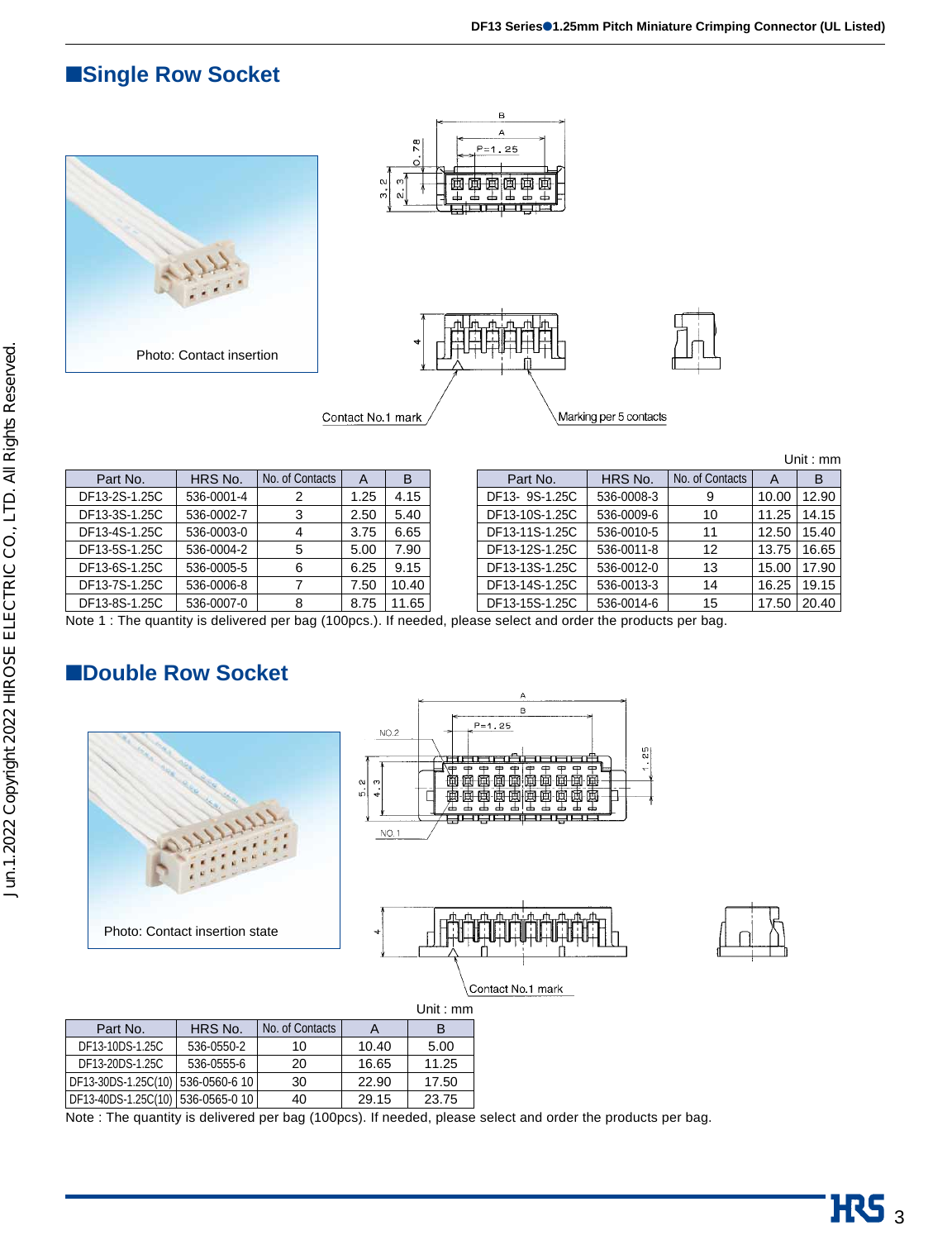## ■Single Row Socket

Photo: Contact insertion

Contact No.1 mark

Marking per 5 contacts

Unit : mm

| Part No. | HRS No. | No. of Contacts | A | B |
|---|---|---|---|---|
| DF13-2S-1.25C | 536-0001-4 | 2 | 1.25 | 4.15 |
| DF13-3S-1.25C | 536-0002-7 | 3 | 2.50 | 5.40 |
| DF13-4S-1.25C | 536-0003-0 | 4 | 3.75 | 6.65 |
| DF13-5S-1.25C | 536-0004-2 | 5 | 5.00 | 7.90 |
| DF13-6S-1.25C | 536-0005-5 | 6 | 6.25 | 9.15 |
| DF13-7S-1.25C | 536-0006-8 | 7 | 7.50 | 10.40 |
| DF13-8S-1.25C | 536-0007-0 | 8 | 8.75 | 11.65 |
| DF13- 9S-1.25C | 536-0008-3 | 9 | 10.00 | 12.90 |
| DF13-10S-1.25C | 536-0009-6 | 10 | 11.25 | 14.15 |
| DF13-11S-1.25C | 536-0010-5 | 11 | 12.50 | 15.40 |
| DF13-12S-1.25C | 536-0011-8 | 12 | 13.75 | 16.65 |
| DF13-13S-1.25C | 536-0012-0 | 13 | 15.00 | 17.90 |
| DF13-14S-1.25C | 536-0013-3 | 14 | 16.25 | 19.15 |
| DF13-15S-1.25C | 536-0014-6 | 15 | 17.50 | 20.40 |

Note 1 : The quantity is delivered per bag (100pcs.). If needed, please select and order the products per bag.

## ■Double Row Socket

Photo: Contact insertion state

Contact No.1 mark

Unit : mm

| Part No. | HRS No. | No. of Contacts | A | B |
|---|---|---|---|---|
| DF13-10DS-1.25C | 536-0550-2 | 10 | 10.40 | 5.00 |
| DF13-20DS-1.25C | 536-0555-6 | 20 | 16.65 | 11.25 |
| DF13-30DS-1.25C(10) | 536-0560-6 10 | 30 | 22.90 | 17.50 |
| DF13-40DS-1.25C(10) | 536-0565-0 10 | 40 | 29.15 | 23.75 |

Note : The quantity is delivered per bag (100pcs). If needed, please select and order the products per bag.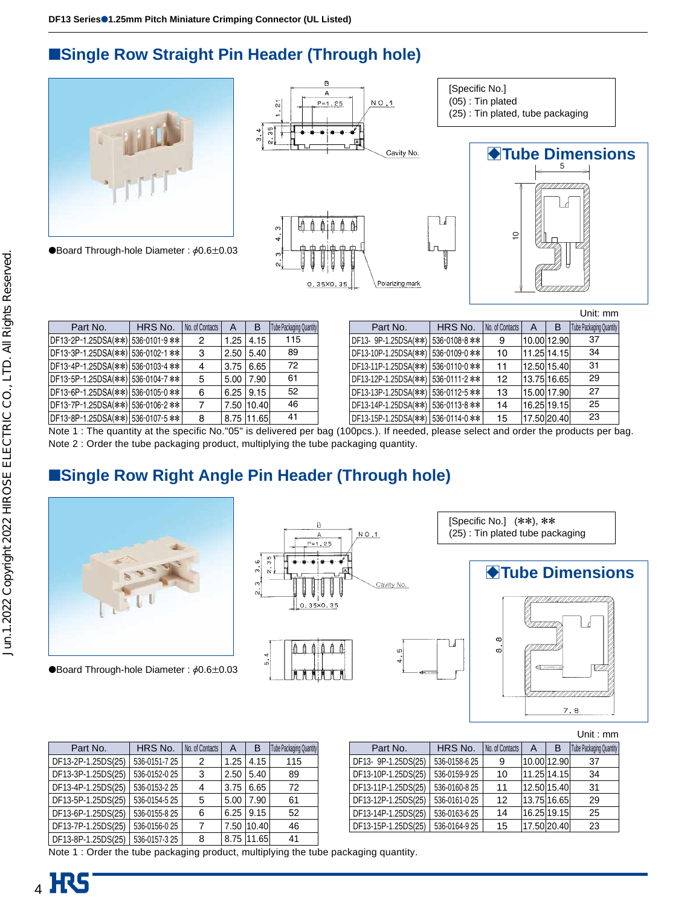## ■Single Row Straight Pin Header (Through hole)

●Board Through-hole Diameter : $\phi$0.6±0.03

[Specific No.]
(05) : Tin plated
(25) : Tin plated, tube packaging

### ◆Tube Dimensions

Unit: mm

| Part No. | HRS No. | No. of Contacts | A | B | Tube Packaging Quantity |
|---|---|---|---|---|---|
| DF13-2P-1.25DSA(**) | 536-0101-9 ** | 2 | 1.25 | 4.15 | 115 |
| DF13-3P-1.25DSA(**) | 536-0102-1 ** | 3 | 2.50 | 5.40 | 89 |
| DF13-4P-1.25DSA(**) | 536-0103-4 ** | 4 | 3.75 | 6.65 | 72 |
| DF13-5P-1.25DSA(**) | 536-0104-7 ** | 5 | 5.00 | 7.90 | 61 |
| DF13-6P-1.25DSA(**) | 536-0105-0 ** | 6 | 6.25 | 9.15 | 52 |
| DF13-7P-1.25DSA(**) | 536-0106-2 ** | 7 | 7.50 | 10.40 | 46 |
| DF13-8P-1.25DSA(**) | 536-0107-5 ** | 8 | 8.75 | 11.65 | 41 |

| Part No. | HRS No. | No. of Contacts | A | B | Tube Packaging Quantity |
|---|---|---|---|---|---|
| DF13- 9P-1.25DSA(**) | 536-0108-8 ** | 9 | 10.00 | 12.90 | 37 |
| DF13-10P-1.25DSA(**) | 536-0109-0 ** | 10 | 11.25 | 14.15 | 34 |
| DF13-11P-1.25DSA(**) | 536-0110-0 ** | 11 | 12.50 | 15.40 | 31 |
| DF13-12P-1.25DSA(**) | 536-0111-2 ** | 12 | 13.75 | 16.65 | 29 |
| DF13-13P-1.25DSA(**) | 536-0112-5 ** | 13 | 15.00 | 17.90 | 27 |
| DF13-14P-1.25DSA(**) | 536-0113-8 ** | 14 | 16.25 | 19.15 | 25 |
| DF13-15P-1.25DSA(**) | 536-0114-0 ** | 15 | 17.50 | 20.40 | 23 |

Note 1 : The quantity at the specific No."05" is delivered per bag (100pcs.). If needed, please select and order the products per bag.
Note 2 : Order the tube packaging product, multiplying the tube packaging quantity.

## ■Single Row Right Angle Pin Header (Through hole)

●Board Through-hole Diameter : $\phi$0.6±0.03

[Specific No.] (**), **
(25) : Tin plated tube packaging

### ◆Tube Dimensions

Unit : mm

| Part No. | HRS No. | No. of Contacts | A | B | Tube Packaging Quantity |
|---|---|---|---|---|---|
| DF13-2P-1.25DS(25) | 536-0151-7 25 | 2 | 1.25 | 4.15 | 115 |
| DF13-3P-1.25DS(25) | 536-0152-0 25 | 3 | 2.50 | 5.40 | 89 |
| DF13-4P-1.25DS(25) | 536-0153-2 25 | 4 | 3.75 | 6.65 | 72 |
| DF13-5P-1.25DS(25) | 536-0154-5 25 | 5 | 5.00 | 7.90 | 61 |
| DF13-6P-1.25DS(25) | 536-0155-8 25 | 6 | 6.25 | 9.15 | 52 |
| DF13-7P-1.25DS(25) | 536-0156-0 25 | 7 | 7.50 | 10.40 | 46 |
| DF13-8P-1.25DS(25) | 536-0157-3 25 | 8 | 8.75 | 11.65 | 41 |

| Part No. | HRS No. | No. of Contacts | A | B | Tube Packaging Quantity |
|---|---|---|---|---|---|
| DF13- 9P-1.25DS(25) | 536-0158-6 25 | 9 | 10.00 | 12.90 | 37 |
| DF13-10P-1.25DS(25) | 536-0159-9 25 | 10 | 11.25 | 14.15 | 34 |
| DF13-11P-1.25DS(25) | 536-0160-8 25 | 11 | 12.50 | 15.40 | 31 |
| DF13-12P-1.25DS(25) | 536-0161-0 25 | 12 | 13.75 | 16.65 | 29 |
| DF13-14P-1.25DS(25) | 536-0163-6 25 | 14 | 16.25 | 19.15 | 25 |
| DF13-15P-1.25DS(25) | 536-0164-9 25 | 15 | 17.50 | 20.40 | 23 |

Note 1 : Order the tube packaging product, multiplying the tube packaging quantity.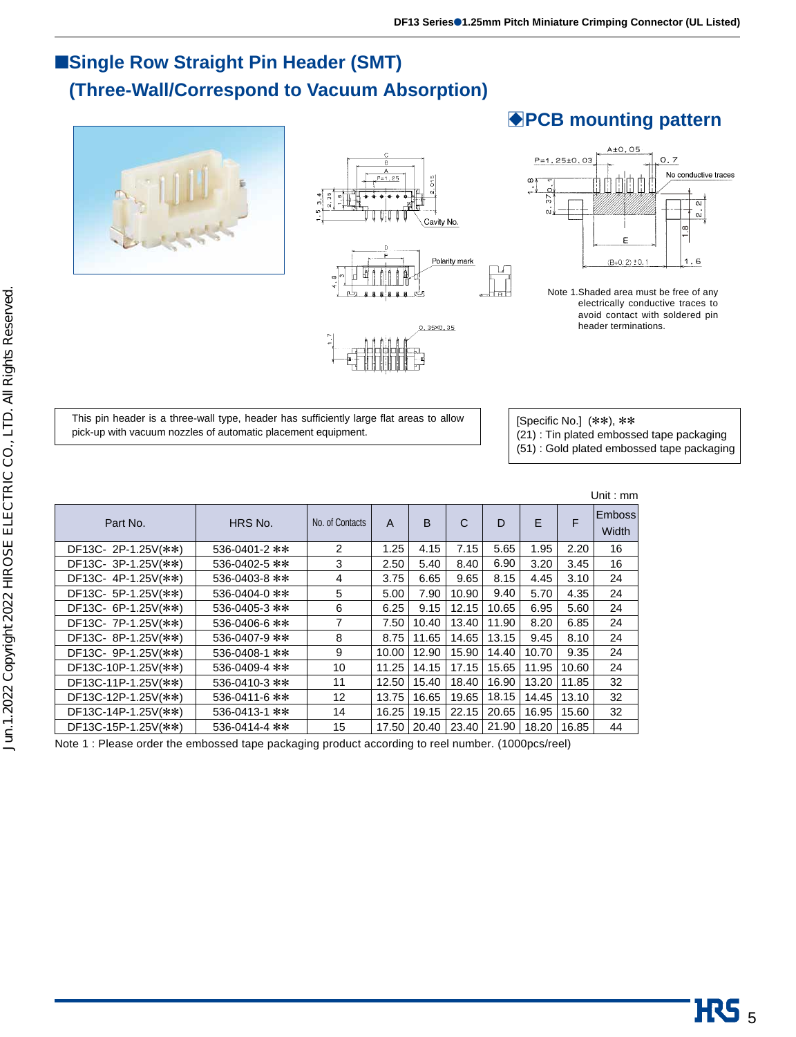## ■Single Row Straight Pin Header (SMT) (Three-Wall/Correspond to Vacuum Absorption)

### ◆PCB mounting pattern

Note 1.Shaded area must be free of any electrically conductive traces to avoid contact with soldered pin header terminations.

This pin header is a three-wall type, header has sufficiently large flat areas to allow pick-up with vacuum nozzles of automatic placement equipment.

[Specific No.] (✽✽), ✽✽
(21) : Tin plated embossed tape packaging
(51) : Gold plated embossed tape packaging

Unit : mm

| Part No. | HRS No. | No. of Contacts | A | B | C | D | E | F | Emboss Width |
|---|---|---|---|---|---|---|---|---|---|
| DF13C- 2P-1.25V(✽✽) | 536-0401-2 ✽✽ | 2 | 1.25 | 4.15 | 7.15 | 5.65 | 1.95 | 2.20 | 16 |
| DF13C- 3P-1.25V(✽✽) | 536-0402-5 ✽✽ | 3 | 2.50 | 5.40 | 8.40 | 6.90 | 3.20 | 3.45 | 16 |
| DF13C- 4P-1.25V(✽✽) | 536-0403-8 ✽✽ | 4 | 3.75 | 6.65 | 9.65 | 8.15 | 4.45 | 3.10 | 24 |
| DF13C- 5P-1.25V(✽✽) | 536-0404-0 ✽✽ | 5 | 5.00 | 7.90 | 10.90 | 9.40 | 5.70 | 4.35 | 24 |
| DF13C- 6P-1.25V(✽✽) | 536-0405-3 ✽✽ | 6 | 6.25 | 9.15 | 12.15 | 10.65 | 6.95 | 5.60 | 24 |
| DF13C- 7P-1.25V(✽✽) | 536-0406-6 ✽✽ | 7 | 7.50 | 10.40 | 13.40 | 11.90 | 8.20 | 6.85 | 24 |
| DF13C- 8P-1.25V(✽✽) | 536-0407-9 ✽✽ | 8 | 8.75 | 11.65 | 14.65 | 13.15 | 9.45 | 8.10 | 24 |
| DF13C- 9P-1.25V(✽✽) | 536-0408-1 ✽✽ | 9 | 10.00 | 12.90 | 15.90 | 14.40 | 10.70 | 9.35 | 24 |
| DF13C-10P-1.25V(✽✽) | 536-0409-4 ✽✽ | 10 | 11.25 | 14.15 | 17.15 | 15.65 | 11.95 | 10.60 | 24 |
| DF13C-11P-1.25V(✽✽) | 536-0410-3 ✽✽ | 11 | 12.50 | 15.40 | 18.40 | 16.90 | 13.20 | 11.85 | 32 |
| DF13C-12P-1.25V(✽✽) | 536-0411-6 ✽✽ | 12 | 13.75 | 16.65 | 19.65 | 18.15 | 14.45 | 13.10 | 32 |
| DF13C-14P-1.25V(✽✽) | 536-0413-1 ✽✽ | 14 | 16.25 | 19.15 | 22.15 | 20.65 | 16.95 | 15.60 | 32 |
| DF13C-15P-1.25V(✽✽) | 536-0414-4 ✽✽ | 15 | 17.50 | 20.40 | 23.40 | 21.90 | 18.20 | 16.85 | 44 |

Note 1 : Please order the embossed tape packaging product according to reel number. (1000pcs/reel)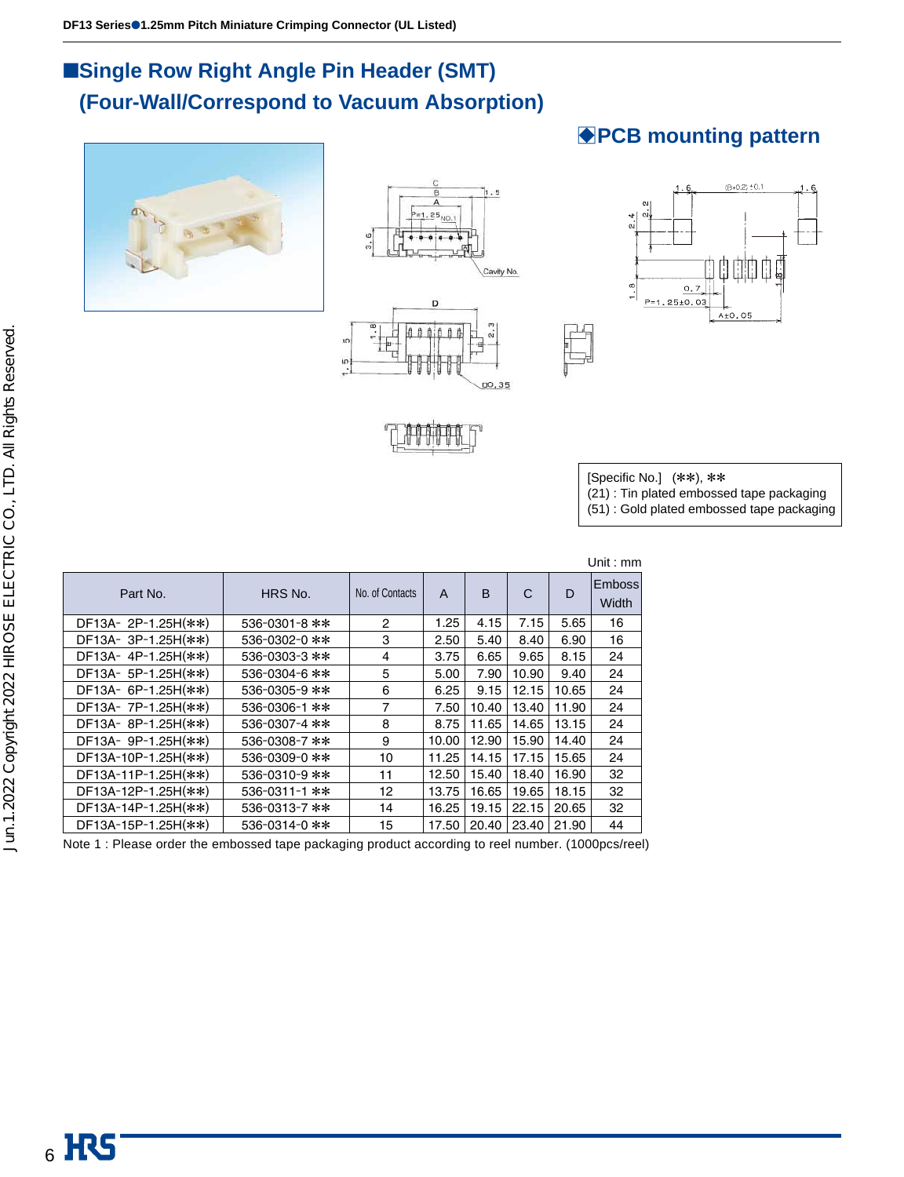## ■Single Row Right Angle Pin Header (SMT)
## (Four-Wall/Correspond to Vacuum Absorption)

### ◆PCB mounting pattern

[Specific No.] (✱✱), ✱✱
(21) : Tin plated embossed tape packaging
(51) : Gold plated embossed tape packaging

Unit : mm

| Part No. | HRS No. | No. of Contacts | A | B | C | D | Emboss Width |
|---|---|---|---|---|---|---|---|
| DF13A- 2P-1.25H(✱✱) | 536-0301-8 ✱✱ | 2 | 1.25 | 4.15 | 7.15 | 5.65 | 16 |
| DF13A- 3P-1.25H(✱✱) | 536-0302-0 ✱✱ | 3 | 2.50 | 5.40 | 8.40 | 6.90 | 16 |
| DF13A- 4P-1.25H(✱✱) | 536-0303-3 ✱✱ | 4 | 3.75 | 6.65 | 9.65 | 8.15 | 24 |
| DF13A- 5P-1.25H(✱✱) | 536-0304-6 ✱✱ | 5 | 5.00 | 7.90 | 10.90 | 9.40 | 24 |
| DF13A- 6P-1.25H(✱✱) | 536-0305-9 ✱✱ | 6 | 6.25 | 9.15 | 12.15 | 10.65 | 24 |
| DF13A- 7P-1.25H(✱✱) | 536-0306-1 ✱✱ | 7 | 7.50 | 10.40 | 13.40 | 11.90 | 24 |
| DF13A- 8P-1.25H(✱✱) | 536-0307-4 ✱✱ | 8 | 8.75 | 11.65 | 14.65 | 13.15 | 24 |
| DF13A- 9P-1.25H(✱✱) | 536-0308-7 ✱✱ | 9 | 10.00 | 12.90 | 15.90 | 14.40 | 24 |
| DF13A-10P-1.25H(✱✱) | 536-0309-0 ✱✱ | 10 | 11.25 | 14.15 | 17.15 | 15.65 | 24 |
| DF13A-11P-1.25H(✱✱) | 536-0310-9 ✱✱ | 11 | 12.50 | 15.40 | 18.40 | 16.90 | 32 |
| DF13A-12P-1.25H(✱✱) | 536-0311-1 ✱✱ | 12 | 13.75 | 16.65 | 19.65 | 18.15 | 32 |
| DF13A-14P-1.25H(✱✱) | 536-0313-7 ✱✱ | 14 | 16.25 | 19.15 | 22.15 | 20.65 | 32 |
| DF13A-15P-1.25H(✱✱) | 536-0314-0 ✱✱ | 15 | 17.50 | 20.40 | 23.40 | 21.90 | 44 |

Note 1 : Please order the embossed tape packaging product according to reel number. (1000pcs/reel)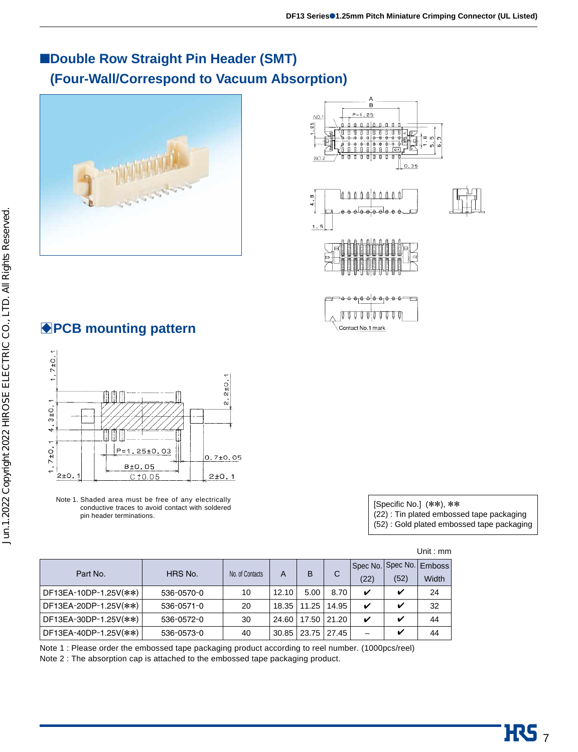## ■Double Row Straight Pin Header (SMT) (Four-Wall/Correspond to Vacuum Absorption)

## ◆PCB mounting pattern

Note 1. Shaded area must be free of any electrically conductive traces to avoid contact with soldered pin header terminations.

[Specific No.] (✱✱), ✱✱
(22) : Tin plated embossed tape packaging
(52) : Gold plated embossed tape packaging

Unit : mm

| Part No. | HRS No. | No. of Contacts | A | B | C | Spec No. (22) | Spec No. (52) | Emboss Width |
|---|---|---|---|---|---|---|---|---|
| DF13EA-10DP-1.25V(✱✱) | 536-0570-0 | 10 | 12.10 | 5.00 | 8.70 | ✔ | ✔ | 24 |
| DF13EA-20DP-1.25V(✱✱) | 536-0571-0 | 20 | 18.35 | 11.25 | 14.95 | ✔ | ✔ | 32 |
| DF13EA-30DP-1.25V(✱✱) | 536-0572-0 | 30 | 24.60 | 17.50 | 21.20 | ✔ | ✔ | 44 |
| DF13EA-40DP-1.25V(✱✱) | 536-0573-0 | 40 | 30.85 | 23.75 | 27.45 | – | ✔ | 44 |

Note 1 : Please order the embossed tape packaging product according to reel number. (1000pcs/reel)
Note 2 : The absorption cap is attached to the embossed tape packaging product.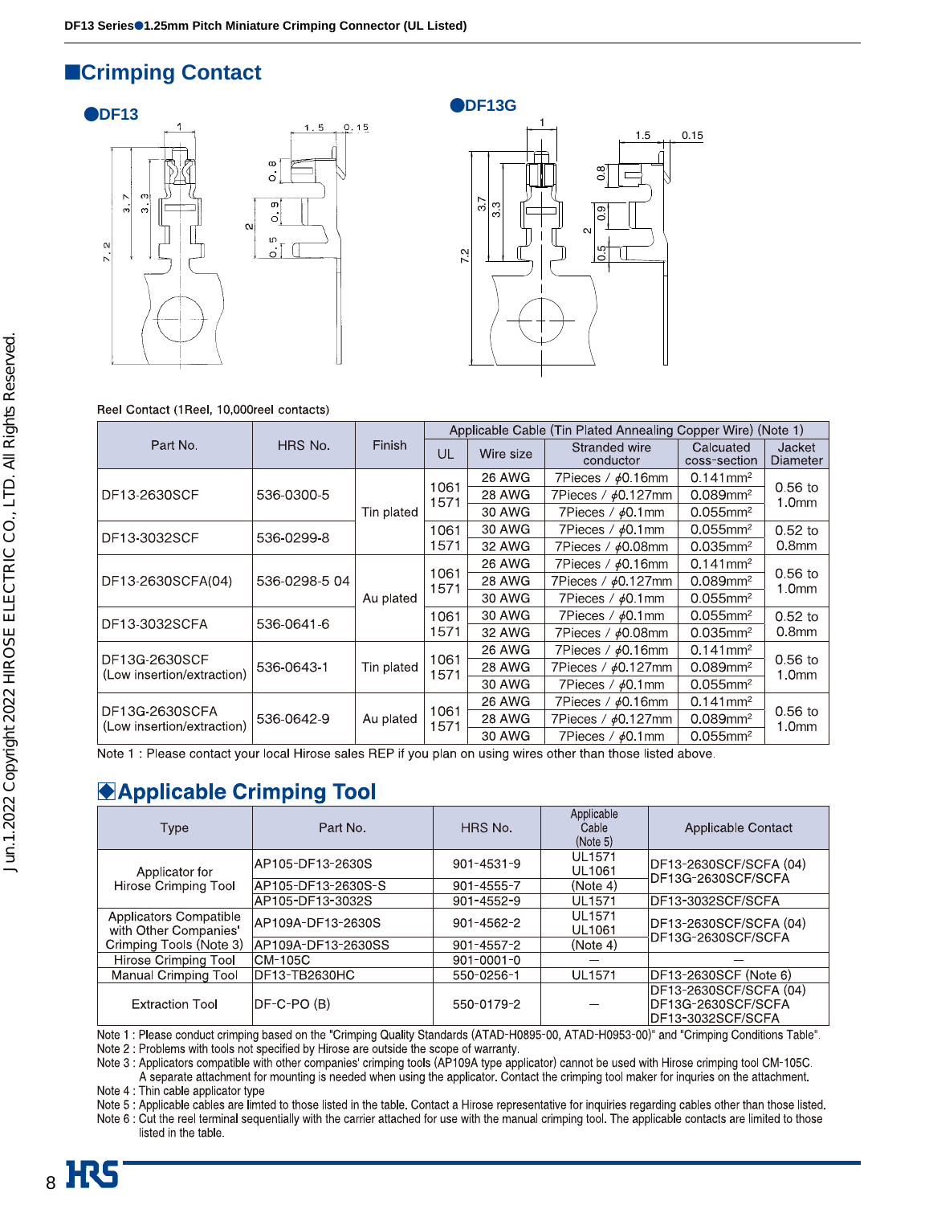## ■Crimping Contact

### ●DF13

### ●DF13G

Reel Contact (1Reel, 10,000reel contacts)

| Part No. | HRS No. | Finish | Applicable Cable (Tin Plated Annealing Copper Wire) (Note 1) | | | | |
|---|---|---|---|---|---|---|---|
| | | | UL | Wire size | Stranded wire conductor | Calcuated coss-section | Jacket Diameter |
| DF13-2630SCF | 536-0300-5 | Tin plated | 1061 1571 | 26 AWG | 7Pieces / ϕ0.16mm | 0.141mm² | 0.56 to 1.0mm |
| | | | | 28 AWG | 7Pieces / ϕ0.127mm | 0.089mm² | |
| | | | | 30 AWG | 7Pieces / ϕ0.1mm | 0.055mm² | |
| DF13-3032SCF | 536-0299-8 | | 1061 1571 | 30 AWG | 7Pieces / ϕ0.1mm | 0.055mm² | 0.52 to 0.8mm |
| | | | | 32 AWG | 7Pieces / ϕ0.08mm | 0.035mm² | |
| DF13-2630SCFA(04) | 536-0298-5 04 | Au plated | 1061 1571 | 26 AWG | 7Pieces / ϕ0.16mm | 0.141mm² | 0.56 to 1.0mm |
| | | | | 28 AWG | 7Pieces / ϕ0.127mm | 0.089mm² | |
| | | | | 30 AWG | 7Pieces / ϕ0.1mm | 0.055mm² | |
| DF13-3032SCFA | 536-0641-6 | | 1061 1571 | 30 AWG | 7Pieces / ϕ0.1mm | 0.055mm² | 0.52 to 0.8mm |
| | | | | 32 AWG | 7Pieces / ϕ0.08mm | 0.035mm² | |
| DF13G-2630SCF (Low insertion/extraction) | 536-0643-1 | Tin plated | 1061 1571 | 26 AWG | 7Pieces / ϕ0.16mm | 0.141mm² | 0.56 to 1.0mm |
| | | | | 28 AWG | 7Pieces / ϕ0.127mm | 0.089mm² | |
| | | | | 30 AWG | 7Pieces / ϕ0.1mm | 0.055mm² | |
| DF13G-2630SCFA (Low insertion/extraction) | 536-0642-9 | Au plated | 1061 1571 | 26 AWG | 7Pieces / ϕ0.16mm | 0.141mm² | 0.56 to 1.0mm |
| | | | | 28 AWG | 7Pieces / ϕ0.127mm | 0.089mm² | |
| | | | | 30 AWG | 7Pieces / ϕ0.1mm | 0.055mm² | |

Note 1 : Please contact your local Hirose sales REP if you plan on using wires other than those listed above.

## ◆Applicable Crimping Tool

| Type | Part No. | HRS No. | Applicable Cable (Note 5) | Applicable Contact |
|---|---|---|---|---|
| Applicator for Hirose Crimping Tool | AP105-DF13-2630S | 901-4531-9 | UL1571 UL1061 | DF13-2630SCF/SCFA (04) DF13G-2630SCF/SCFA |
| | AP105-DF13-2630S-S | 901-4555-7 | (Note 4) | |
| | AP105-DF13-3032S | 901-4552-9 | UL1571 | DF13-3032SCF/SCFA |
| Applicators Compatible with Other Companies' Crimping Tools (Note 3) | AP109A-DF13-2630S | 901-4562-2 | UL1571 UL1061 | DF13-2630SCF/SCFA (04) DF13G-2630SCF/SCFA |
| | AP109A-DF13-2630SS | 901-4557-2 | (Note 4) | |
| Hirose Crimping Tool | CM-105C | 901-0001-0 | — | — |
| Manual Crimping Tool | DF13-TB2630HC | 550-0256-1 | UL1571 | DF13-2630SCF (Note 6) |
| Extraction Tool | DF-C-PO (B) | 550-0179-2 | — | DF13-2630SCF/SCFA (04) DF13G-2630SCF/SCFA DF13-3032SCF/SCFA |

Note 1 : Please conduct crimping based on the "Crimping Quality Standards (ATAD-H0895-00, ATAD-H0953-00)" and "Crimping Conditions Table".
Note 2 : Problems with tools not specified by Hirose are outside the scope of warranty.
Note 3 : Applicators compatible with other companies' crimping tools (AP109A type applicator) cannot be used with Hirose crimping tool CM-105C. A separate attachment for mounting is needed when using the applicator. Contact the crimping tool maker for inqruies on the attachment.
Note 4 : Thin cable applicator type
Note 5 : Applicable cables are limted to those listed in the table. Contact a Hirose representative for inquiries regarding cables other than those listed.
Note 6 : Cut the reel terminal sequentially with the carrier attached for use with the manual crimping tool. The applicable contacts are limited to those listed in the table.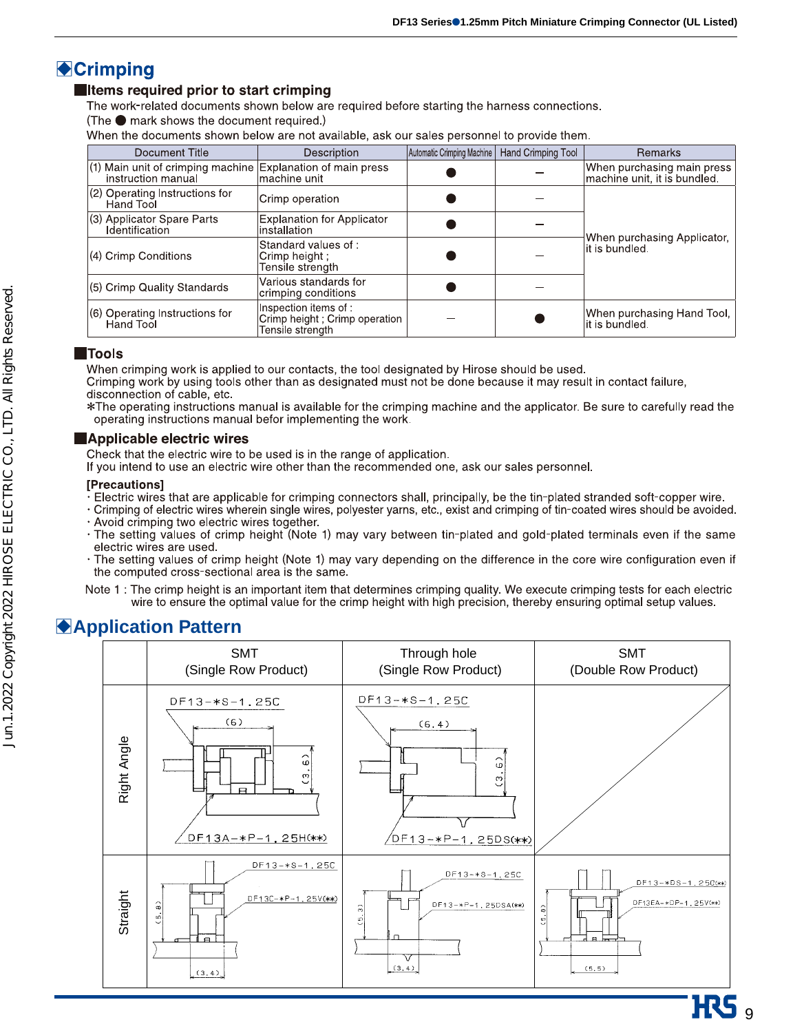# Crimping

## Items required prior to start crimping

The work-related documents shown below are required before starting the harness connections.
(The ● mark shows the document required.)
When the documents shown below are not available, ask our sales personnel to provide them.

| Document Title | Description | Automatic Crimping Machine | Hand Crimping Tool | Remarks |
|---|---|---|---|---|
| (1) Main unit of crimping machine instruction manual | Explanation of main press machine unit | ● | – | When purchasing main press machine unit, it is bundled. |
| (2) Operating Instructions for Hand Tool | Crimp operation | ● | – | When purchasing Applicator, it is bundled. |
| (3) Applicator Spare Parts Identification | Explanation for Applicator installation | ● | – | |
| (4) Crimp Conditions | Standard values of : Crimp height ; Tensile strength | ● | – | |
| (5) Crimp Quality Standards | Various standards for crimping conditions | ● | – | |
| (6) Operating Instructions for Hand Tool | Inspection items of : Crimp height ; Crimp operation Tensile strength | – | ● | When purchasing Hand Tool, it is bundled. |

## Tools

When crimping work is applied to our contacts, the tool designated by Hirose should be used.
Crimping work by using tools other than as designated must not be done because it may result in contact failure, disconnection of cable, etc.
*The operating instructions manual is available for the crimping machine and the applicator. Be sure to carefully read the operating instructions manual befor implementing the work.

## Applicable electric wires

Check that the electric wire to be used is in the range of application.
If you intend to use an electric wire other than the recommended one, ask our sales personnel.

**[Precautions]**

- Electric wires that are applicable for crimping connectors shall, principally, be the tin-plated stranded soft-copper wire.
- Crimping of electric wires wherein single wires, polyester yarns, etc., exist and crimping of tin-coated wires should be avoided.
- Avoid crimping two electric wires together.
- The setting values of crimp height (Note 1) may vary between tin-plated and gold-plated terminals even if the same electric wires are used.
- The setting values of crimp height (Note 1) may vary depending on the difference in the core wire configuration even if the computed cross-sectional area is the same.

Note 1 : The crimp height is an important item that determines crimping quality. We execute crimping tests for each electric wire to ensure the optimal value for the crimp height with high precision, thereby ensuring optimal setup values.

# Application Pattern

| | SMT (Single Row Product) | Through hole (Single Row Product) | SMT (Double Row Product) |
|---|---|---|---|
| Right Angle | DF13-*S-1.25C / DF13A-*P-1.25H(**) (6) (3.6) | DF13-*S-1.25C / DF13-*P-1.25DS(**) (6.4) (3.6) | |
| Straight | DF13-*S-1.25C / DF13C-*P-1.25V(**) (5.8) (3.4) | DF13-*S-1.25C / DF13-*P-1.25DSA(**) (5.3) (3.4) | DF13-*DS-1.25C(**) / DF13EA-*DP-1.25V(**) (5.8) (6.5) |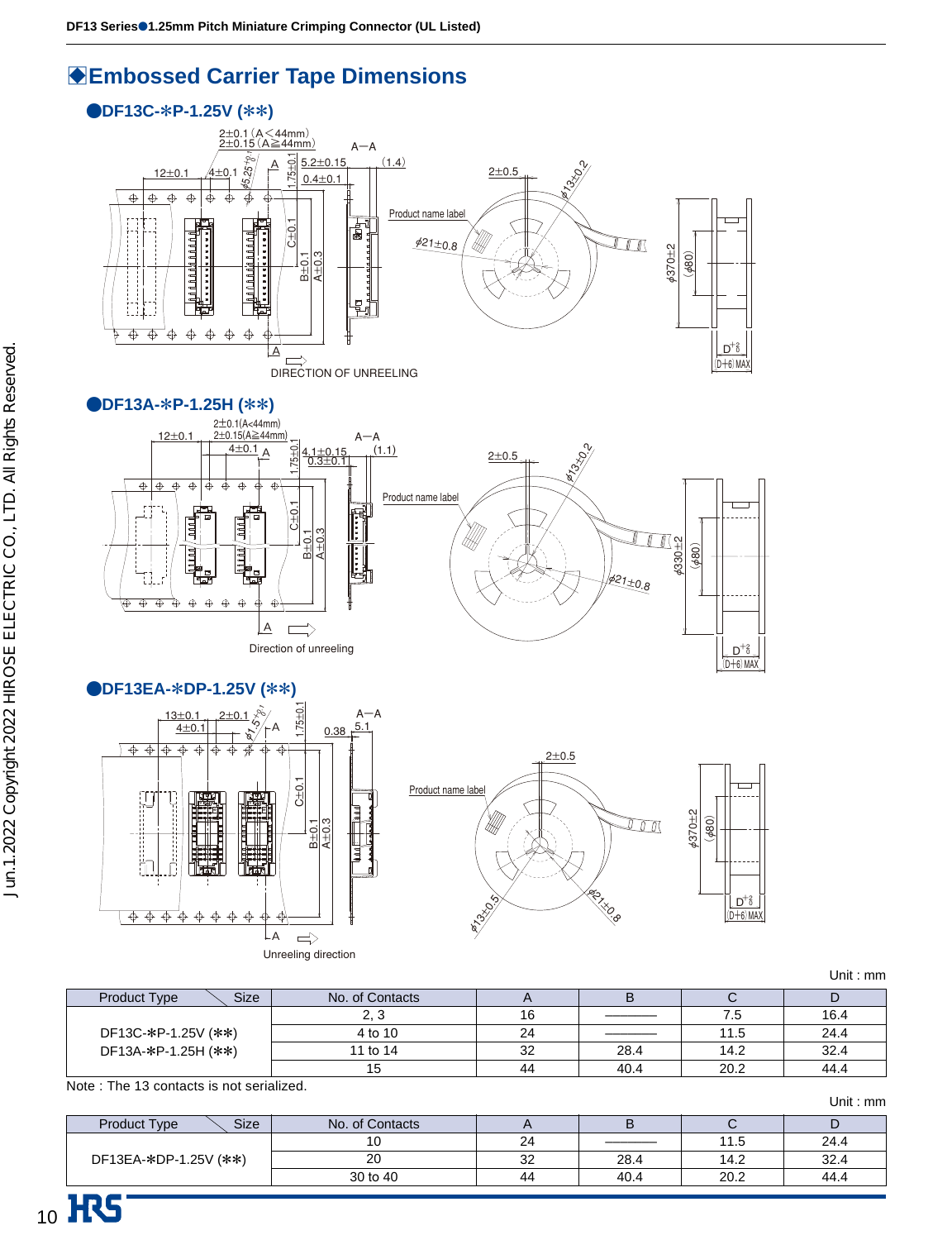## ◆Embossed Carrier Tape Dimensions

### ●DF13C-∗P-1.25V (∗∗)

### ●DF13A-∗P-1.25H (∗∗)

### ●DF13EA-∗DP-1.25V (∗∗)

Unit : mm

| Product Type / Size | No. of Contacts | A | B | C | D |
|---|---|---|---|---|---|
| DF13C-∗P-1.25V (∗∗)<br>DF13A-∗P-1.25H (∗∗) | 2, 3 | 16 | ——— | 7.5 | 16.4 |
| | 4 to 10 | 24 | ——— | 11.5 | 24.4 |
| | 11 to 14 | 32 | 28.4 | 14.2 | 32.4 |
| | 15 | 44 | 40.4 | 20.2 | 44.4 |

Note : The 13 contacts is not serialized.

Unit : mm

| Product Type / Size | No. of Contacts | A | B | C | D |
|---|---|---|---|---|---|
| DF13EA-∗DP-1.25V (∗∗) | 10 | 24 | ——— | 11.5 | 24.4 |
| | 20 | 32 | 28.4 | 14.2 | 32.4 |
| | 30 to 40 | 44 | 40.4 | 20.2 | 44.4 |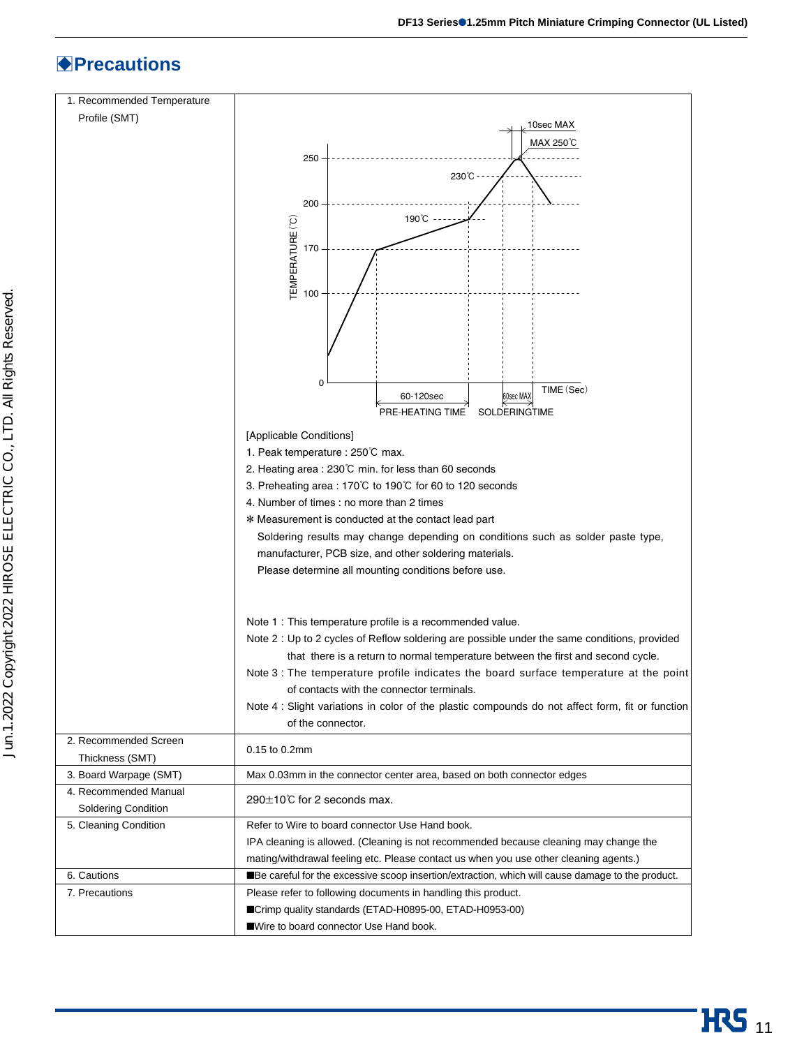# ◆Precautions

| | |
|---|---|
| 1. Recommended Temperature Profile (SMT) | [Applicable Conditions]<br>1. Peak temperature : 250℃ max.<br>2. Heating area : 230℃ min. for less than 60 seconds<br>3. Preheating area : 170℃ to 190℃ for 60 to 120 seconds<br>4. Number of times : no more than 2 times<br>＊Measurement is conducted at the contact lead part<br>Soldering results may change depending on conditions such as solder paste type, manufacturer, PCB size, and other soldering materials.<br>Please determine all mounting conditions before use.<br><br>Note 1 : This temperature profile is a recommended value.<br>Note 2 : Up to 2 cycles of Reflow soldering are possible under the same conditions, provided that there is a return to normal temperature between the first and second cycle.<br>Note 3 : The temperature profile indicates the board surface temperature at the point of contacts with the connector terminals.<br>Note 4 : Slight variations in color of the plastic compounds do not affect form, fit or function of the connector. |
| 2. Recommended Screen Thickness (SMT) | 0.15 to 0.2mm |
| 3. Board Warpage (SMT) | Max 0.03mm in the connector center area, based on both connector edges |
| 4. Recommended Manual Soldering Condition | 290±10℃ for 2 seconds max. |
| 5. Cleaning Condition | Refer to Wire to board connector Use Hand book.<br>IPA cleaning is allowed. (Cleaning is not recommended because cleaning may change the mating/withdrawal feeling etc. Please contact us when you use other cleaning agents.) |
| 6. Cautions | ■Be careful for the excessive scoop insertion/extraction, which will cause damage to the product. |
| 7. Precautions | Please refer to following documents in handling this product.<br>■Crimp quality standards (ETAD-H0895-00, ETAD-H0953-00)<br>■Wire to board connector Use Hand book. |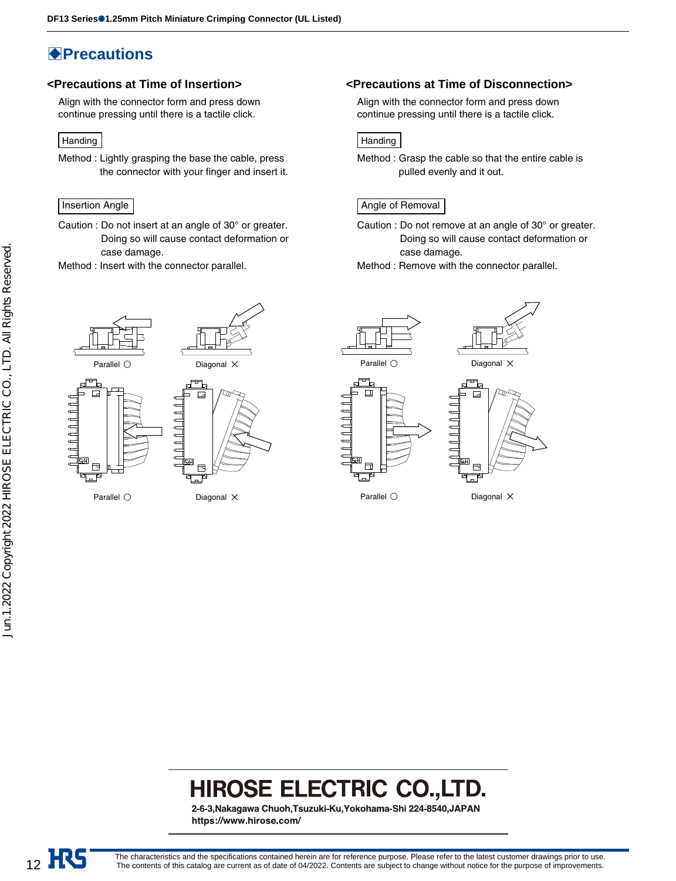# ◆Precautions

## <Precautions at Time of Insertion>

Align with the connector form and press down continue pressing until there is a tactile click.

**Handing**

Method : Lightly grasping the base the cable, press the connector with your finger and insert it.

**Insertion Angle**

Caution : Do not insert at an angle of 30° or greater. Doing so will cause contact deformation or case damage.

Method : Insert with the connector parallel.

Parallel ○

Diagonal ×

Parallel ○

Diagonal ×

## <Precautions at Time of Disconnection>

Align with the connector form and press down continue pressing until there is a tactile click.

**Handing**

Method : Grasp the cable so that the entire cable is pulled evenly and it out.

**Angle of Removal**

Caution : Do not remove at an angle of 30° or greater. Doing so will cause contact deformation or case damage.

Method : Remove with the connector parallel.

Parallel ○

Diagonal ×

Parallel ○

Diagonal ×

---

**HIROSE ELECTRIC CO.,LTD.**

2-6-3,Nakagawa Chuoh,Tsuzuki-Ku,Yokohama-Shi 224-8540,JAPAN

https://www.hirose.com/

The characteristics and the specifications contained herein are for reference purpose. Please refer to the latest customer drawings prior to use.
The contents of this catalog are current as of date of 04/2022. Contents are subject to change without notice for the purpose of improvements.

Jun.1.2022 Copyright 2022 HIROSE ELECTRIC CO., LTD. All Rights Reserved.